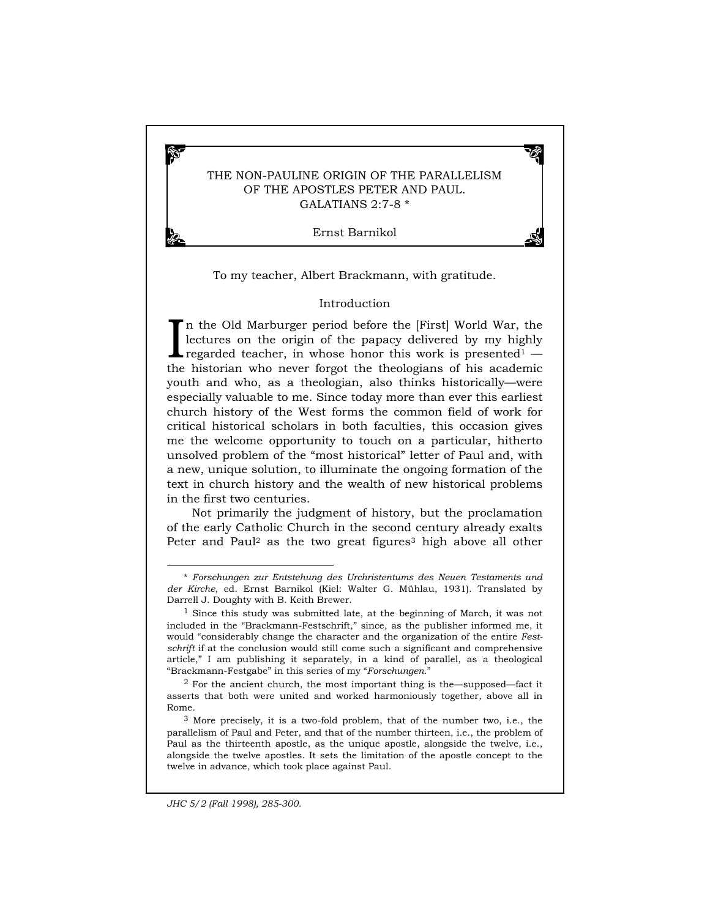# THE NON-PAULINE ORIGIN OF THE PARALLELISM OF THE APOSTLES PETER AND PAUL. GALATIANS 2:7-8 *

Ernst Barnikol

To my teacher, Albert Brackmann, with gratitude.

## Introduction

In the Old Marburger period before the [First] World War, the lectures on the origin of the papacy delivered by my highly regarded teacher, in whose honor this work is presented[1] — the historian who never forgot the theologians of his academic youth and who, as a theologian, also thinks historically—were especially valuable to me. Since today more than ever this earliest church history of the West forms the common field of work for critical historical scholars in both faculties, this occasion gives me the welcome opportunity to touch on a particular, hitherto unsolved problem of the "most historical" letter of Paul and, with a new, unique solution, to illuminate the ongoing formation of the text in church history and the wealth of new historical problems in the first two centuries.

Not primarily the judgment of history, but the proclamation of the early Catholic Church in the second century already exalts Peter and Paul[2] as the two great figures[3] high above all other

---

\* *Forschungen zur Entstehung des Urchristentums des Neuen Testaments und der Kirche*, ed. Ernst Barnikol (Kiel: Walter G. Mühlau, 1931). Translated by Darrell J. Doughty with B. Keith Brewer.

[1] Since this study was submitted late, at the beginning of March, it was not included in the "Brackmann-Festschrift," since, as the publisher informed me, it would "considerably change the character and the organization of the entire *Festschrift* if at the conclusion would still come such a significant and comprehensive article," I am publishing it separately, in a kind of parallel, as a theological "Brackmann-Festgabe" in this series of my "*Forschungen*."

[2] For the ancient church, the most important thing is the—supposed—fact it asserts that both were united and worked harmoniously together, above all in Rome.

[3] More precisely, it is a two-fold problem, that of the number two, i.e., the parallelism of Paul and Peter, and that of the number thirteen, i.e., the problem of Paul as the thirteenth apostle, as the unique apostle, alongside the twelve, i.e., alongside the twelve apostles. It sets the limitation of the apostle concept to the twelve in advance, which took place against Paul.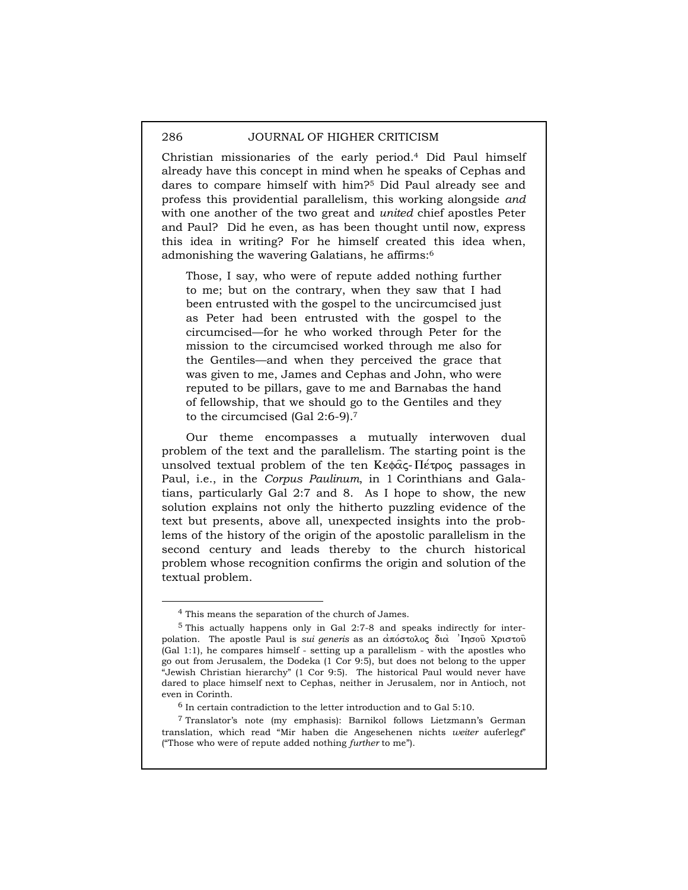Christian missionaries of the early period.[4] Did Paul himself already have this concept in mind when he speaks of Cephas and dares to compare himself with him?[5] Did Paul already see and profess this providential parallelism, this working alongside *and* with one another of the two great and *united* chief apostles Peter and Paul? Did he even, as has been thought until now, express this idea in writing? For he himself created this idea when, admonishing the wavering Galatians, he affirms:[6]

> Those, I say, who were of repute added nothing further to me; but on the contrary, when they saw that I had been entrusted with the gospel to the uncircumcised just as Peter had been entrusted with the gospel to the circumcised—for he who worked through Peter for the mission to the circumcised worked through me also for the Gentiles—and when they perceived the grace that was given to me, James and Cephas and John, who were reputed to be pillars, gave to me and Barnabas the hand of fellowship, that we should go to the Gentiles and they to the circumcised (Gal 2:6-9).[7]

Our theme encompasses a mutually interwoven dual problem of the text and the parallelism. The starting point is the unsolved textual problem of the ten Κεφᾶς-Πέτρος passages in Paul, i.e., in the *Corpus Paulinum*, in 1 Corinthians and Galatians, particularly Gal 2:7 and 8. As I hope to show, the new solution explains not only the hitherto puzzling evidence of the text but presents, above all, unexpected insights into the problems of the history of the origin of the apostolic parallelism in the second century and leads thereby to the church historical problem whose recognition confirms the origin and solution of the textual problem.

---

[4] This means the separation of the church of James.

[5] This actually happens only in Gal 2:7-8 and speaks indirectly for interpolation. The apostle Paul is *sui generis* as an ἀπόστολος διὰ Ἰησοῦ Χριστοῦ (Gal 1:1), he compares himself - setting up a parallelism - with the apostles who go out from Jerusalem, the Dodeka (1 Cor 9:5), but does not belong to the upper "Jewish Christian hierarchy" (1 Cor 9:5). The historical Paul would never have dared to place himself next to Cephas, neither in Jerusalem, nor in Antioch, not even in Corinth.

[6] In certain contradiction to the letter introduction and to Gal 5:10.

[7] Translator's note (my emphasis): Barnikol follows Lietzmann's German translation, which read "Mir haben die Angesehenen nichts *weiter* auferlegt" ("Those who were of repute added nothing *further* to me").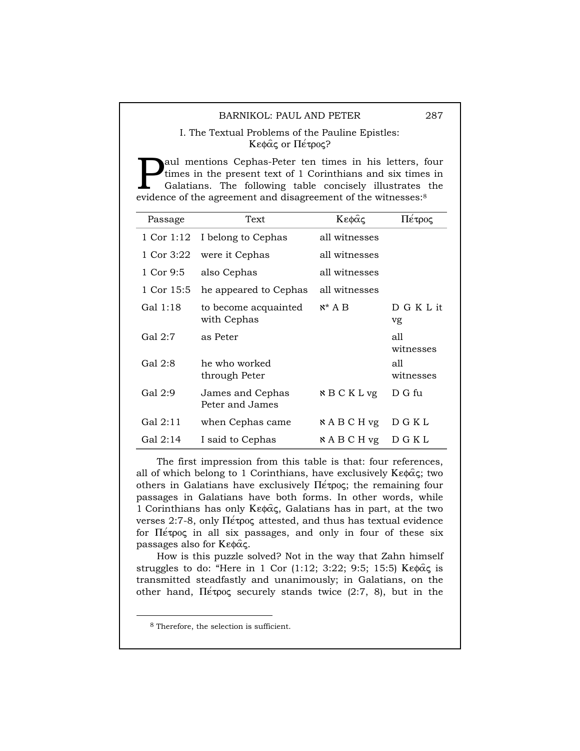## I. The Textual Problems of the Pauline Epistles: Κεφᾶς or Πέτρος?

Paul mentions Cephas-Peter ten times in his letters, four times in the present text of 1 Corinthians and six times in Galatians. The following table concisely illustrates the evidence of the agreement and disagreement of the witnesses:[8]

| Passage | Text | Κεφᾶς | Πέτρος |
|---|---|---|---|
| 1 Cor 1:12 | I belong to Cephas | all witnesses | |
| 1 Cor 3:22 | were it Cephas | all witnesses | |
| 1 Cor 9:5 | also Cephas | all witnesses | |
| 1 Cor 15:5 | he appeared to Cephas | all witnesses | |
| Gal 1:18 | to become acquainted with Cephas | א* A B | D G K L it vg |
| Gal 2:7 | as Peter | | all witnesses |
| Gal 2:8 | he who worked through Peter | | all witnesses |
| Gal 2:9 | James and Cephas Peter and James | א B C K L vg | D G fu |
| Gal 2:11 | when Cephas came | א A B C H vg | D G K L |
| Gal 2:14 | I said to Cephas | א A B C H vg | D G K L |

The first impression from this table is that: four references, all of which belong to 1 Corinthians, have exclusively Κεφᾶς; two others in Galatians have exclusively Πέτρος; the remaining four passages in Galatians have both forms. In other words, while 1 Corinthians has only Κεφᾶς, Galatians has in part, at the two verses 2:7-8, only Πέτρος attested, and thus has textual evidence for Πέτρος in all six passages, and only in four of these six passages also for Κεφᾶς.

How is this puzzle solved? Not in the way that Zahn himself struggles to do: "Here in 1 Cor (1:12; 3:22; 9:5; 15:5) Κεφᾶς is transmitted steadfastly and unanimously; in Galatians, on the other hand, Πέτρος securely stands twice (2:7, 8), but in the

[8] Therefore, the selection is sufficient.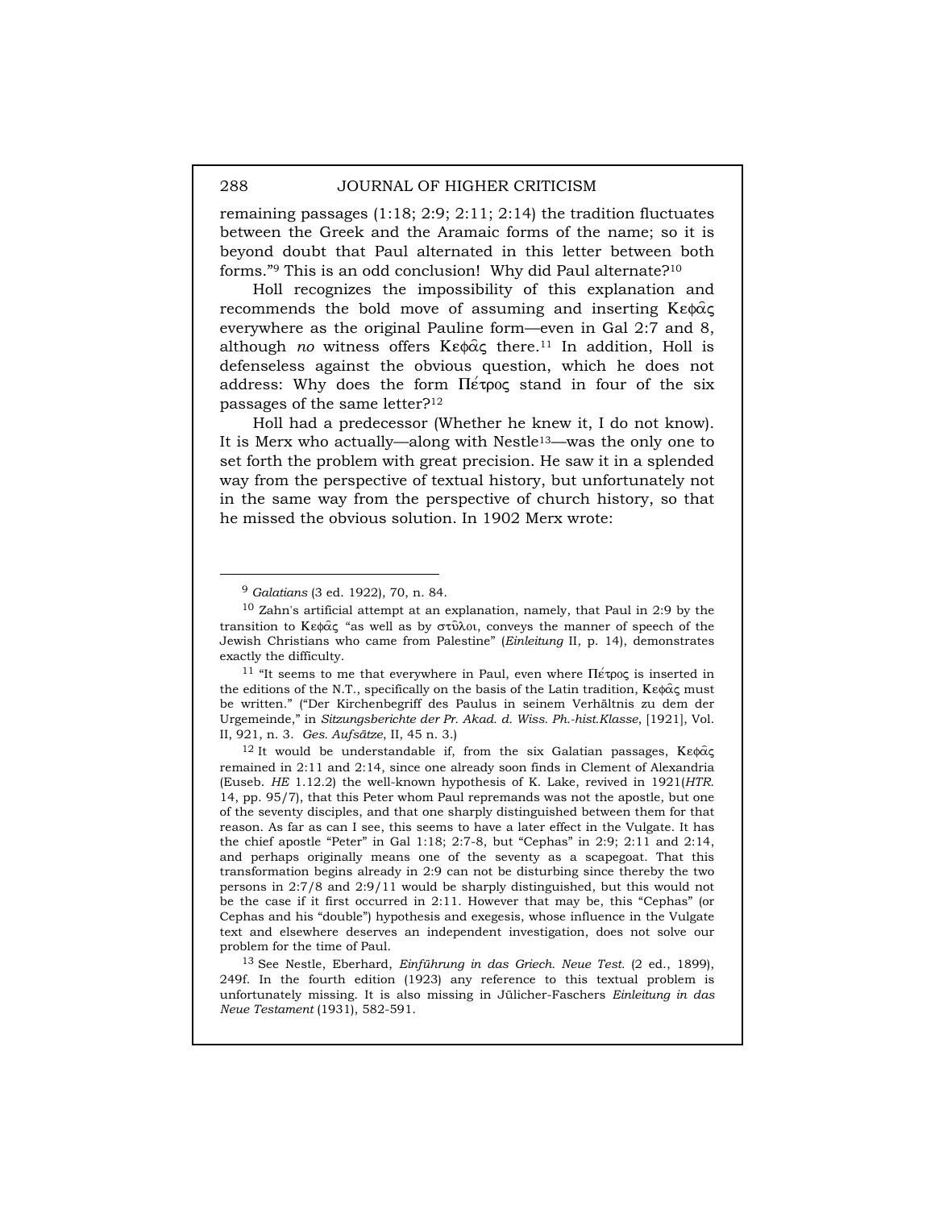remaining passages (1:18; 2:9; 2:11; 2:14) the tradition fluctuates between the Greek and the Aramaic forms of the name; so it is beyond doubt that Paul alternated in this letter between both forms."[9] This is an odd conclusion! Why did Paul alternate?[10]

Holl recognizes the impossibility of this explanation and recommends the bold move of assuming and inserting Κεφᾶς everywhere as the original Pauline form—even in Gal 2:7 and 8, although *no* witness offers Κεφᾶς there.[11] In addition, Holl is defenseless against the obvious question, which he does not address: Why does the form Πέτρος stand in four of the six passages of the same letter?[12]

Holl had a predecessor (Whether he knew it, I do not know). It is Merx who actually—along with Nestle[13]—was the only one to set forth the problem with great precision. He saw it in a splended way from the perspective of textual history, but unfortunately not in the same way from the perspective of church history, so that he missed the obvious solution. In 1902 Merx wrote:

---

[9] *Galatians* (3 ed. 1922), 70, n. 84.

[10] Zahn's artificial attempt at an explanation, namely, that Paul in 2:9 by the transition to Κεφᾶς "as well as by στῦλοι, conveys the manner of speech of the Jewish Christians who came from Palestine" (*Einleitung* II, p. 14), demonstrates exactly the difficulty.

[11] "It seems to me that everywhere in Paul, even where Πέτρος is inserted in the editions of the N.T., specifically on the basis of the Latin tradition, Κεφᾶς must be written." ("Der Kirchenbegriff des Paulus in seinem Verhältnis zu dem der Urgemeinde," in *Sitzungsberichte der Pr. Akad. d. Wiss. Ph.-hist.Klasse*, [1921], Vol. II, 921, n. 3. *Ges. Aufsätze*, II, 45 n. 3.)

[12] It would be understandable if, from the six Galatian passages, Κεφᾶς remained in 2:11 and 2:14, since one already soon finds in Clement of Alexandria (Euseb. *HE* 1.12.2) the well-known hypothesis of K. Lake, revived in 1921(*HTR.* 14, pp. 95/7), that this Peter whom Paul repremands was not the apostle, but one of the seventy disciples, and that one sharply distinguished between them for that reason. As far as I can see, this seems to have a later effect in the Vulgate. It has the chief apostle "Peter" in Gal 1:18; 2:7-8, but "Cephas" in 2:9; 2:11 and 2:14, and perhaps originally means one of the seventy as a scapegoat. That this transformation begins already in 2:9 can not be disturbing since thereby the two persons in 2:7/8 and 2:9/11 would be sharply distinguished, but this would not be the case if it first occurred in 2:11. However that may be, this "Cephas" (or Cephas and his "double") hypothesis and exegesis, whose influence in the Vulgate text and elsewhere deserves an independent investigation, does not solve our problem for the time of Paul.

[13] See Nestle, Eberhard, *Einführung in das Griech. Neue Test.* (2 ed., 1899), 249f. In the fourth edition (1923) any reference to this textual problem is unfortunately missing. It is also missing in Jülicher-Faschers *Einleitung in das Neue Testament* (1931), 582-591.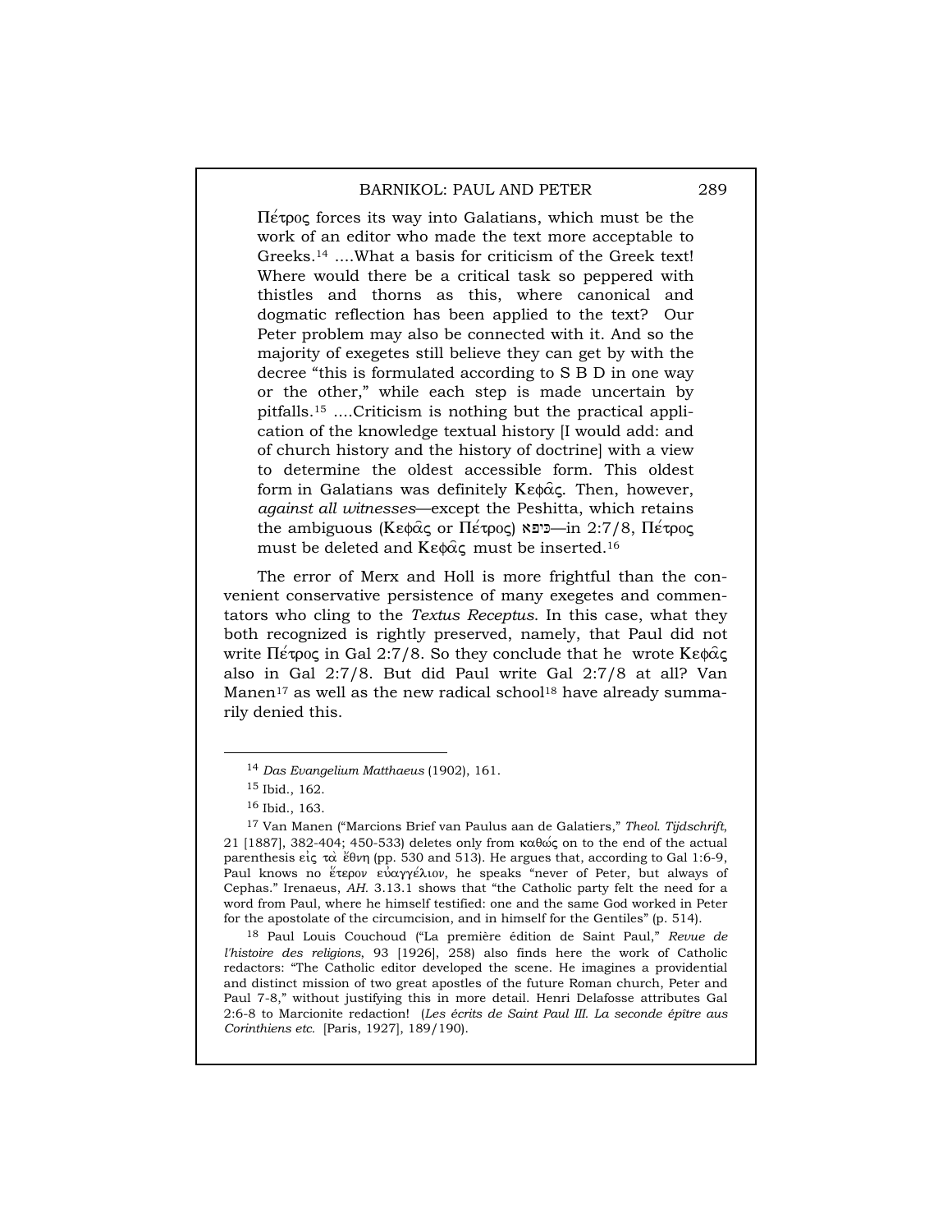> Πέτρος forces its way into Galatians, which must be the work of an editor who made the text more acceptable to Greeks.[14] ....What a basis for criticism of the Greek text! Where would there be a critical task so peppered with thistles and thorns as this, where canonical and dogmatic reflection has been applied to the text? Our Peter problem may also be connected with it. And so the majority of exegetes still believe they can get by with the decree "this is formulated according to S B D in one way or the other," while each step is made uncertain by pitfalls.[15] ....Criticism is nothing but the practical application of the knowledge textual history [I would add: and of church history and the history of doctrine] with a view to determine the oldest accessible form. This oldest form in Galatians was definitely Κεφᾶς. Then, however, *against all witnesses*—except the Peshitta, which retains the ambiguous (Κεφᾶς or Πέτρος) כיפא—in 2:7/8, Πέτρος must be deleted and Κεφᾶς must be inserted.[16]

The error of Merx and Holl is more frightful than the convenient conservative persistence of many exegetes and commentators who cling to the *Textus Receptus*. In this case, what they both recognized is rightly preserved, namely, that Paul did not write Πέτρος in Gal 2:7/8. So they conclude that he wrote Κεφᾶς also in Gal 2:7/8. But did Paul write Gal 2:7/8 at all? Van Manen[17] as well as the new radical school[18] have already summarily denied this.

---

[14] *Das Evangelium Matthaeus* (1902), 161.

[15] Ibid., 162.

[16] Ibid., 163.

[17] Van Manen ("Marcions Brief van Paulus aan de Galatiers," *Theol. Tijdschrift,* 21 [1887], 382-404; 450-533) deletes only from καθώς on to the end of the actual parenthesis εἰς τὰ ἔθνη (pp. 530 and 513). He argues that, according to Gal 1:6-9, Paul knows no ἕτερον εὐαγγέλιον, he speaks "never of Peter, but always of Cephas." Irenaeus, *AH.* 3.13.1 shows that "the Catholic party felt the need for a word from Paul, where he himself testified: one and the same God worked in Peter for the apostolate of the circumcision, and in himself for the Gentiles" (p. 514).

[18] Paul Louis Couchoud ("La première édition de Saint Paul," *Revue de l'histoire des religions*, 93 [1926], 258) also finds here the work of Catholic redactors: "The Catholic editor developed the scene. He imagines a providential and distinct mission of two great apostles of the future Roman church, Peter and Paul 7-8," without justifying this in more detail. Henri Delafosse attributes Gal 2:6-8 to Marcionite redaction! (*Les écrits de Saint Paul III. La seconde épître aus Corinthiens etc.* [Paris, 1927], 189/190).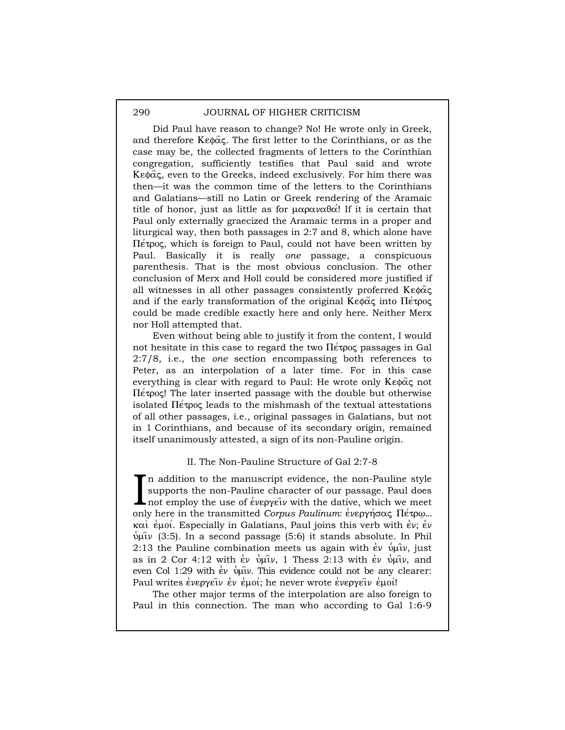Did Paul have reason to change? No! He wrote only in Greek, and therefore Κεφᾶς. The first letter to the Corinthians, or as the case may be, the collected fragments of letters to the Corinthian congregation, sufficiently testifies that Paul said and wrote Κεφᾶς, even to the Greeks, indeed exclusively. For him there was then—it was the common time of the letters to the Corinthians and Galatians—still no Latin or Greek rendering of the Aramaic title of honor, just as little as for μαραναθά! If it is certain that Paul only externally graecized the Aramaic terms in a proper and liturgical way, then both passages in 2:7 and 8, which alone have Πέτρος, which is foreign to Paul, could not have been written by Paul. Basically it is really *one* passage, a conspicuous parenthesis. That is the most obvious conclusion. The other conclusion of Merx and Holl could be considered more justified if all witnesses in all other passages consistently proferred Κεφᾶς and if the early transformation of the original Κεφᾶς into Πέτρος could be made credible exactly here and only here. Neither Merx nor Holl attempted that.

Even without being able to justify it from the content, I would not hesitate in this case to regard the two Πέτρος passages in Gal 2:7/8, i.e., the *one* section encompassing both references to Peter, as an interpolation of a later time. For in this case everything is clear with regard to Paul: He wrote only Κεφᾶς not Πέτρος! The later inserted passage with the double but otherwise isolated Πέτρος leads to the mishmash of the textual attestations of all other passages, i.e., original passages in Galatians, but not in 1 Corinthians, and because of its secondary origin, remained itself unanimously attested, a sign of its non-Pauline origin.

## II. The Non-Pauline Structure of Gal 2:7-8

In addition to the manuscript evidence, the non-Pauline style supports the non-Pauline character of our passage. Paul does not employ the use of ἐνεργεῖν with the dative, which we meet only here in the transmitted *Corpus Paulinum*: ἐνεργήσας Πέτρῳ… καὶ ἐμοί. Especially in Galatians, Paul joins this verb with ἐν; ἐν ὑμῖν (3:5). In a second passage (5:6) it stands absolute. In Phil 2:13 the Pauline combination meets us again with ἐν ὑμῖν, just as in 2 Cor 4:12 with ἐν ὑμῖν, 1 Thess 2:13 with ἐν ὑμῖν, and even Col 1:29 with ἐν ὑμῖν. This evidence could not be any clearer: Paul writes ἐνεργεῖν ἐν ἐμοί; he never wrote ἐνεργεῖν ἐμοί!

The other major terms of the interpolation are also foreign to Paul in this connection. The man who according to Gal 1:6-9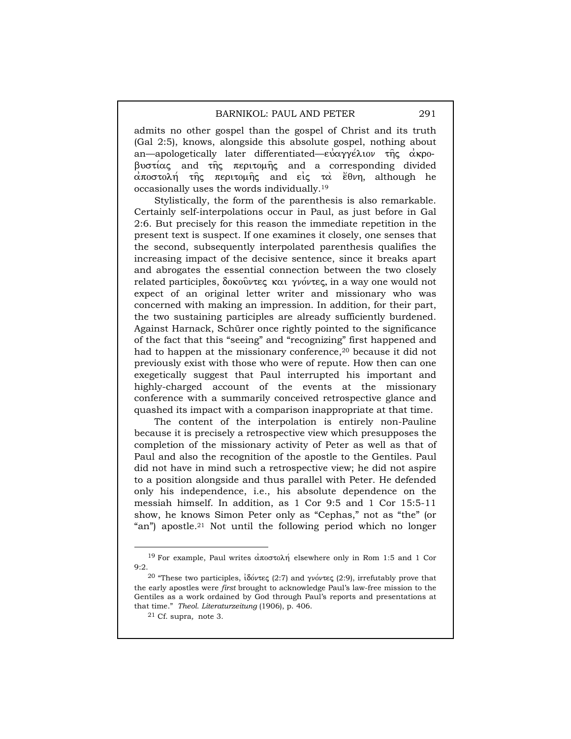admits no other gospel than the gospel of Christ and its truth (Gal 2:5), knows, alongside this absolute gospel, nothing about an—apologetically later differentiated—εὐαγγέλιον τῆς ἀκροβυστίας and τῆς περιτομῆς and a corresponding divided ἀποστολή τῆς περιτομῆς and εἰς τὰ ἔθνη, although he occasionally uses the words individually.[19]

Stylistically, the form of the parenthesis is also remarkable. Certainly self-interpolations occur in Paul, as just before in Gal 2:6. But precisely for this reason the immediate repetition in the present text is suspect. If one examines it closely, one senses that the second, subsequently interpolated parenthesis qualifies the increasing impact of the decisive sentence, since it breaks apart and abrogates the essential connection between the two closely related participles, δοκοῦντες και γνόντες, in a way one would not expect of an original letter writer and missionary who was concerned with making an impression. In addition, for their part, the two sustaining participles are already sufficiently burdened. Against Harnack, Schürer once rightly pointed to the significance of the fact that this "seeing" and "recognizing" first happened and had to happen at the missionary conference,[20] because it did not previously exist with those who were of repute. How then can one exegetically suggest that Paul interrupted his important and highly-charged account of the events at the missionary conference with a summarily conceived retrospective glance and quashed its impact with a comparison inappropriate at that time.

The content of the interpolation is entirely non-Pauline because it is precisely a retrospective view which presupposes the completion of the missionary activity of Peter as well as that of Paul and also the recognition of the apostle to the Gentiles. Paul did not have in mind such a retrospective view; he did not aspire to a position alongside and thus parallel with Peter. He defended only his independence, i.e., his absolute dependence on the messiah himself. In addition, as 1 Cor 9:5 and 1 Cor 15:5-11 show, he knows Simon Peter only as "Cephas," not as "the" (or "an") apostle.[21] Not until the following period which no longer

---

[19] For example, Paul writes ἀποστολή elsewhere only in Rom 1:5 and 1 Cor 9:2.

[20] "These two participles, ἰδόντες (2:7) and γνόντες (2:9), irrefutably prove that the early apostles were *first* brought to acknowledge Paul's law-free mission to the Gentiles as a work ordained by God through Paul's reports and presentations at that time." *Theol. Literaturzeitung* (1906), p. 406.

[21] Cf. supra, note 3.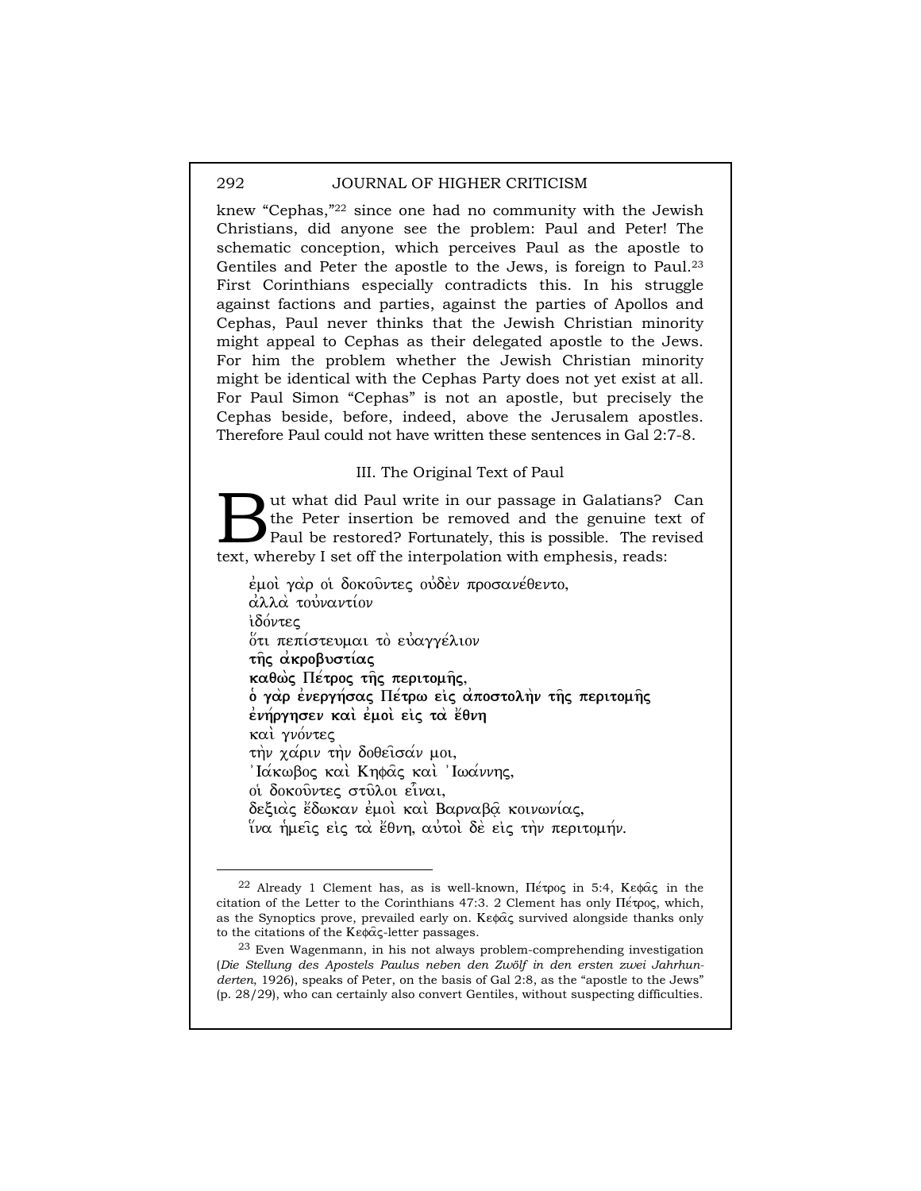knew "Cephas,"[22] since one had no community with the Jewish Christians, did anyone see the problem: Paul and Peter! The schematic conception, which perceives Paul as the apostle to Gentiles and Peter the apostle to the Jews, is foreign to Paul.[23] First Corinthians especially contradicts this. In his struggle against factions and parties, against the parties of Apollos and Cephas, Paul never thinks that the Jewish Christian minority might appeal to Cephas as their delegated apostle to the Jews. For him the problem whether the Jewish Christian minority might be identical with the Cephas Party does not yet exist at all. For Paul Simon "Cephas" is not an apostle, but precisely the Cephas beside, before, indeed, above the Jerusalem apostles. Therefore Paul could not have written these sentences in Gal 2:7-8.

### III. The Original Text of Paul

But what did Paul write in our passage in Galatians? Can the Peter insertion be removed and the genuine text of Paul be restored? Fortunately, this is possible. The revised text, whereby I set off the interpolation with emphesis, reads:

> ἐμοὶ γὰρ οἱ δοκοῦντες οὐδὲν προσανέθεντο,
> ἀλλὰ τοὐναντίον
> ἰδόντες
> ὅτι πεπίστευμαι τὸ εὐαγγέλιον
> **τῆς ἀκροβυστίας**
> **καθὼς Πέτρος τῆς περιτομῆς,**
> **ὁ γὰρ ἐνεργήσας Πέτρω εἰς ἀποστολὴν τῆς περιτομῆς**
> **ἐνήργησεν καὶ ἐμοὶ εἰς τὰ ἔθνη**
> καὶ γνόντες
> τὴν χάριν τὴν δοθεῖσάν μοι,
> Ἰάκωβος καὶ Κηφᾶς καὶ Ἰωάννης,
> οἱ δοκοῦντες στῦλοι εἶναι,
> δεξιὰς ἔδωκαν ἐμοὶ καὶ Βαρναβᾷ κοινωνίας,
> ἵνα ἡμεῖς εἰς τὰ ἔθνη, αὐτοὶ δὲ εἰς τὴν περιτομήν.

---

[22] Already 1 Clement has, as is well-known, Πέτρος in 5:4, Κεφᾶς in the citation of the Letter to the Corinthians 47:3. 2 Clement has only Πέτρος, which, as the Synoptics prove, prevailed early on. Κεφᾶς survived alongside thanks only to the citations of the Κεφᾶς-letter passages.

[23] Even Wagenmann, in his not always problem-comprehending investigation (*Die Stellung des Apostels Paulus neben den Zwölf in den ersten zwei Jahrhunderten*, 1926), speaks of Peter, on the basis of Gal 2:8, as the "apostle to the Jews" (p. 28/29), who can certainly also convert Gentiles, without suspecting difficulties.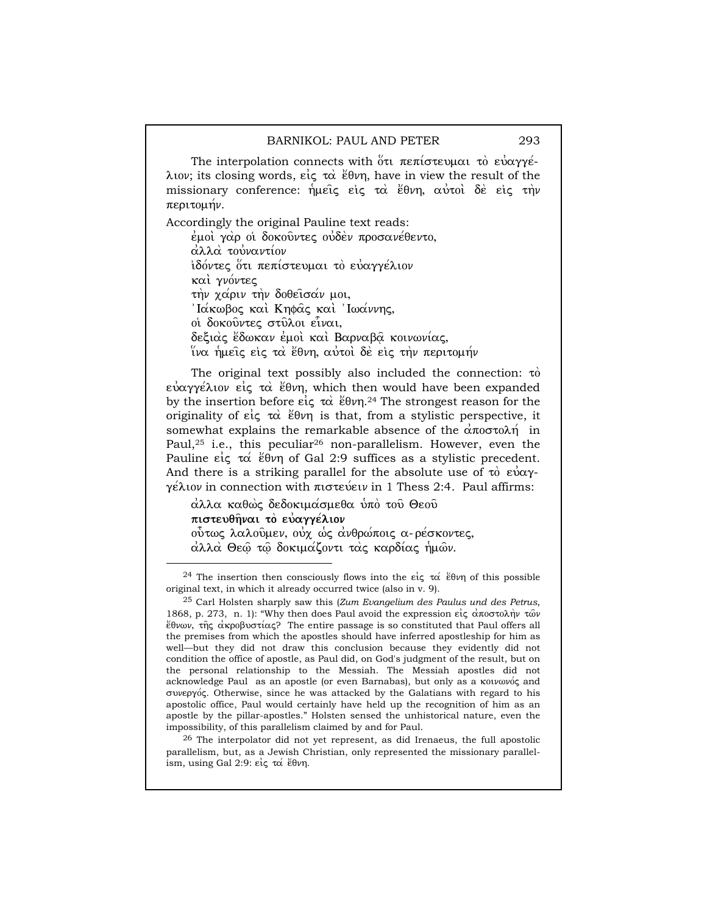The interpolation connects with ὅτι πεπίστευμαι τὸ εὐαγγέλιον; its closing words, εἰς τὰ ἔθνη, have in view the result of the missionary conference: ἡμεῖς εἰς τὰ ἔθνη, αὐτοὶ δὲ εἰς τὴν περιτομήν.

Accordingly the original Pauline text reads:

> ἐμοὶ γὰρ οἱ δοκοῦντες οὐδὲν προσανέθεντο,
> ἀλλὰ τοὐναντίον
> ἰδόντες ὅτι πεπίστευμαι τὸ εὐαγγέλιον
> καὶ γνόντες
> τὴν χάριν τὴν δοθεῖσάν μοι,
> Ἰάκωβος καὶ Κηφᾶς καὶ Ἰωάννης,
> οἱ δοκοῦντες στῦλοι εἶναι,
> δεξιὰς ἔδωκαν ἐμοὶ καὶ Βαρναβᾷ κοινωνίας,
> ἵνα ἡμεῖς εἰς τὰ ἔθνη, αὐτοὶ δὲ εἰς τὴν περιτομήν

The original text possibly also included the connection: τὸ εὐαγγέλιον εἰς τὰ ἔθνη, which then would have been expanded by the insertion before εἰς τὰ ἔθνη.[24] The strongest reason for the originality of εἰς τὰ ἔθνη is that, from a stylistic perspective, it somewhat explains the remarkable absence of the ἀποστολή in Paul,[25] i.e., this peculiar[26] non-parallelism. However, even the Pauline εἰς τά ἔθνη of Gal 2:9 suffices as a stylistic precedent. And there is a striking parallel for the absolute use of τὸ εὐαγγέλιον in connection with πιστεύειν in 1 Thess 2:4. Paul affirms:

> ἀλλα καθὼς δεδοκιμάσμεθα ὑπὸ τοῦ Θεοῦ
> **πιστευθῆναι τὸ εὐαγγέλιον**
> οὕτως λαλοῦμεν, οὐχ ὡς ἀνθρώποις α-ρέσκοντες,
> ἀλλὰ Θεῷ τῷ δοκιμάζοντι τὰς καρδίας ἡμῶν.

---

[24] The insertion then consciously flows into the εἰς τά ἔθνη of this possible original text, in which it already occurred twice (also in v. 9).

[25] Carl Holsten sharply saw this (*Zum Evangelium des Paulus und des Petrus*, 1868, p. 273, n. 1): "Why then does Paul avoid the expression εἰς ἀποστολὴν τῶν ἔθνων, τῆς ἀκροβυστίας? The entire passage is so constituted that Paul offers all the premises from which the apostles should have inferred apostleship for him as well—but they did not draw this conclusion because they evidently did not condition the office of apostle, as Paul did, on God's judgment of the result, but on the personal relationship to the Messiah. The Messiah apostles did not acknowledge Paul as an apostle (or even Barnabas), but only as a κοινωνός and συνεργός. Otherwise, since he was attacked by the Galatians with regard to his apostolic office, Paul would certainly have held up the recognition of him as an apostle by the pillar-apostles." Holsten sensed the unhistorical nature, even the impossibility, of this parallelism claimed by and for Paul.

[26] The interpolator did not yet represent, as did Irenaeus, the full apostolic parallelism, but, as a Jewish Christian, only represented the missionary parallelism, using Gal 2:9: εἰς τά ἔθνη.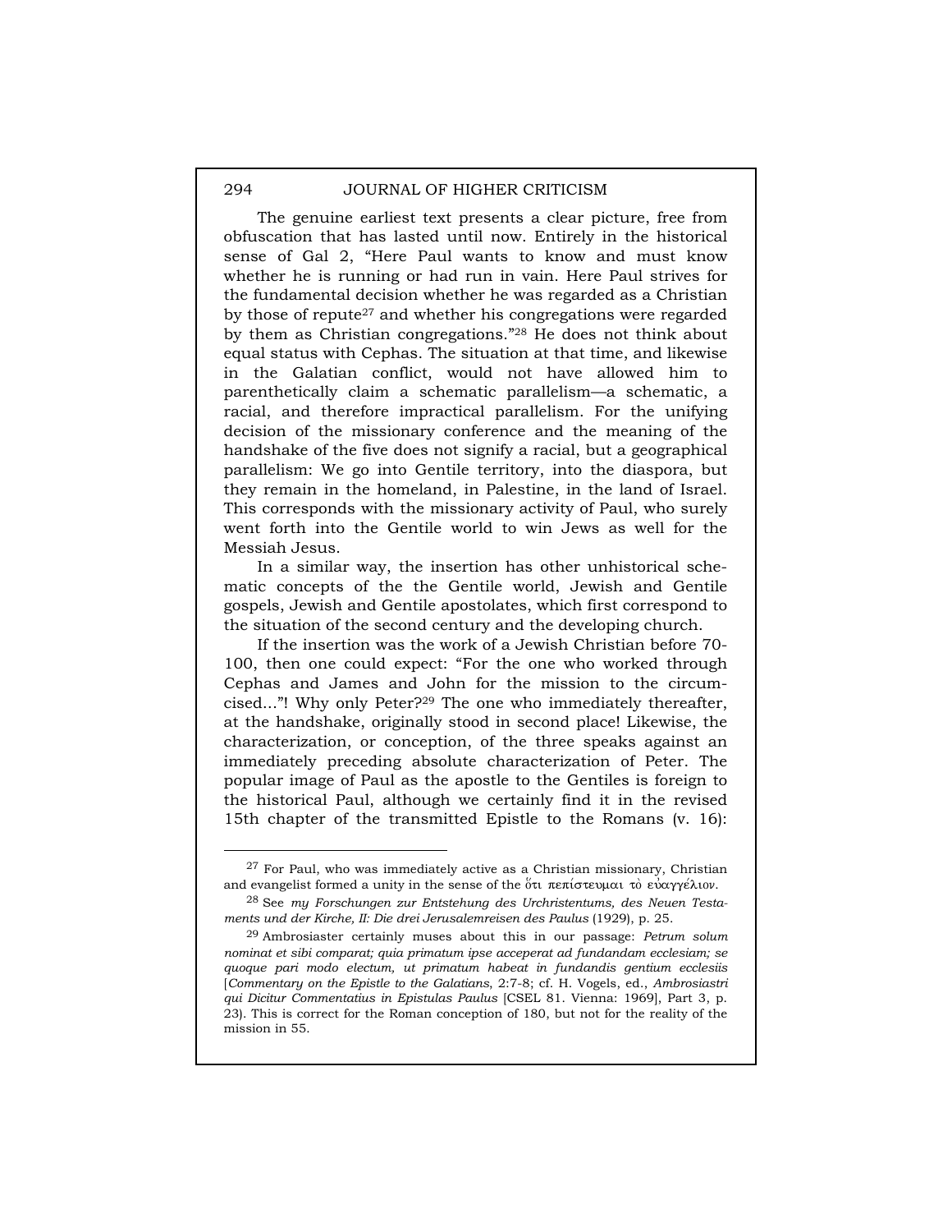The genuine earliest text presents a clear picture, free from obfuscation that has lasted until now. Entirely in the historical sense of Gal 2, "Here Paul wants to know and must know whether he is running or had run in vain. Here Paul strives for the fundamental decision whether he was regarded as a Christian by those of repute[27] and whether his congregations were regarded by them as Christian congregations."[28] He does not think about equal status with Cephas. The situation at that time, and likewise in the Galatian conflict, would not have allowed him to parenthetically claim a schematic parallelism—a schematic, a racial, and therefore impractical parallelism. For the unifying decision of the missionary conference and the meaning of the handshake of the five does not signify a racial, but a geographical parallelism: We go into Gentile territory, into the diaspora, but they remain in the homeland, in Palestine, in the land of Israel. This corresponds with the missionary activity of Paul, who surely went forth into the Gentile world to win Jews as well for the Messiah Jesus.

In a similar way, the insertion has other unhistorical schematic concepts of the the Gentile world, Jewish and Gentile gospels, Jewish and Gentile apostolates, which first correspond to the situation of the second century and the developing church.

If the insertion was the work of a Jewish Christian before 70-100, then one could expect: "For the one who worked through Cephas and James and John for the mission to the circumcised..."! Why only Peter?[29] The one who immediately thereafter, at the handshake, originally stood in second place! Likewise, the characterization, or conception, of the three speaks against an immediately preceding absolute characterization of Peter. The popular image of Paul as the apostle to the Gentiles is foreign to the historical Paul, although we certainly find it in the revised 15th chapter of the transmitted Epistle to the Romans (v. 16):

---

[27] For Paul, who was immediately active as a Christian missionary, Christian and evangelist formed a unity in the sense of the ὅτι πεπίστευμαι τὸ εὐαγγέλιον.

[28] See *my Forschungen zur Entstehung des Urchristentums, des Neuen Testaments und der Kirche, II: Die drei Jerusalemreisen des Paulus* (1929), p. 25.

[29] Ambrosiaster certainly muses about this in our passage: *Petrum solum nominat et sibi comparat; quia primatum ipse acceperat ad fundandam ecclesiam; se quoque pari modo electum, ut primatum habeat in fundandis gentium ecclesiis* [*Commentary on the Epistle to the Galatians,* 2:7-8; cf. H. Vogels, ed., *Ambrosiastri qui Dicitur Commentatius in Epistulas Paulus* [CSEL 81. Vienna: 1969], Part 3, p. 23). This is correct for the Roman conception of 180, but not for the reality of the mission in 55.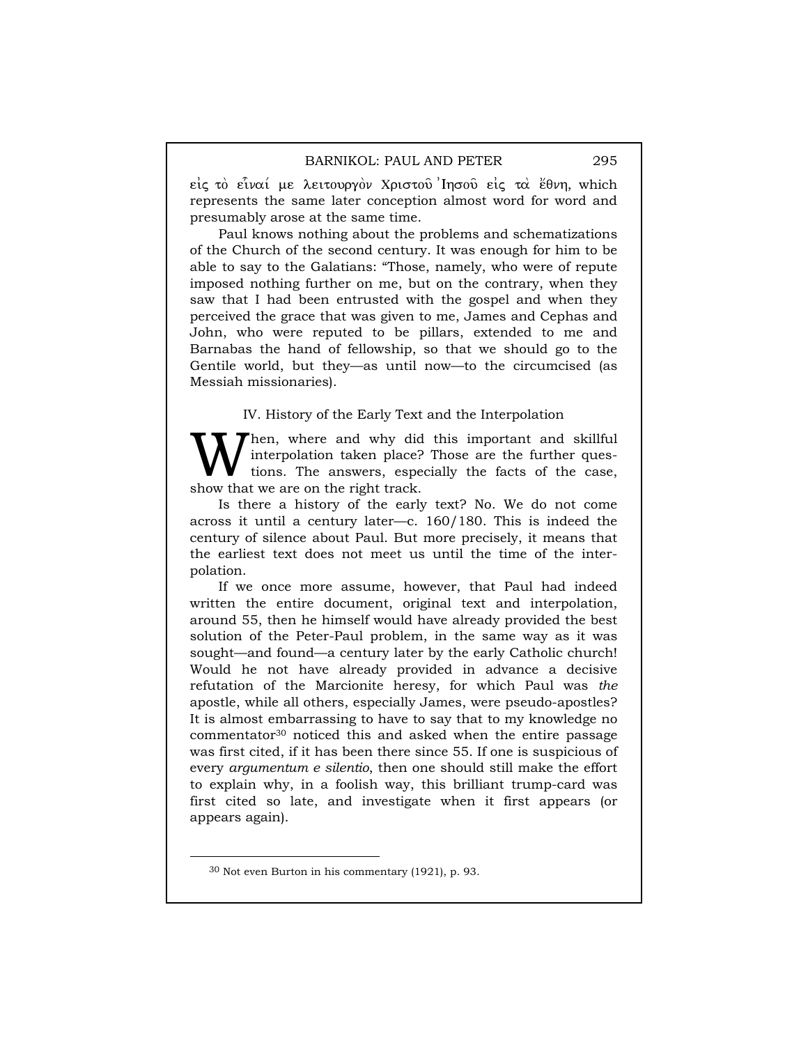εἰς τὸ εἶναί με λειτουργὸν Χριστοῦ Ἰησοῦ εἰς τὰ ἔθνη, which represents the same later conception almost word for word and presumably arose at the same time.

Paul knows nothing about the problems and schematizations of the Church of the second century. It was enough for him to be able to say to the Galatians: “Those, namely, who were of repute imposed nothing further on me, but on the contrary, when they saw that I had been entrusted with the gospel and when they perceived the grace that was given to me, James and Cephas and John, who were reputed to be pillars, extended to me and Barnabas the hand of fellowship, so that we should go to the Gentile world, but they—as until now—to the circumcised (as Messiah missionaries).

## IV. History of the Early Text and the Interpolation

When, where and why did this important and skillful interpolation taken place? Those are the further questions. The answers, especially the facts of the case, show that we are on the right track.

Is there a history of the early text? No. We do not come across it until a century later—c. 160/180. This is indeed the century of silence about Paul. But more precisely, it means that the earliest text does not meet us until the time of the interpolation.

If we once more assume, however, that Paul had indeed written the entire document, original text and interpolation, around 55, then he himself would have already provided the best solution of the Peter-Paul problem, in the same way as it was sought—and found—a century later by the early Catholic church! Would he not have already provided in advance a decisive refutation of the Marcionite heresy, for which Paul was *the* apostle, while all others, especially James, were pseudo-apostles? It is almost embarrassing to have to say that to my knowledge no commentator[30] noticed this and asked when the entire passage was first cited, if it has been there since 55. If one is suspicious of every *argumentum e silentio*, then one should still make the effort to explain why, in a foolish way, this brilliant trump-card was first cited so late, and investigate when it first appears (or appears again).

[30] Not even Burton in his commentary (1921), p. 93.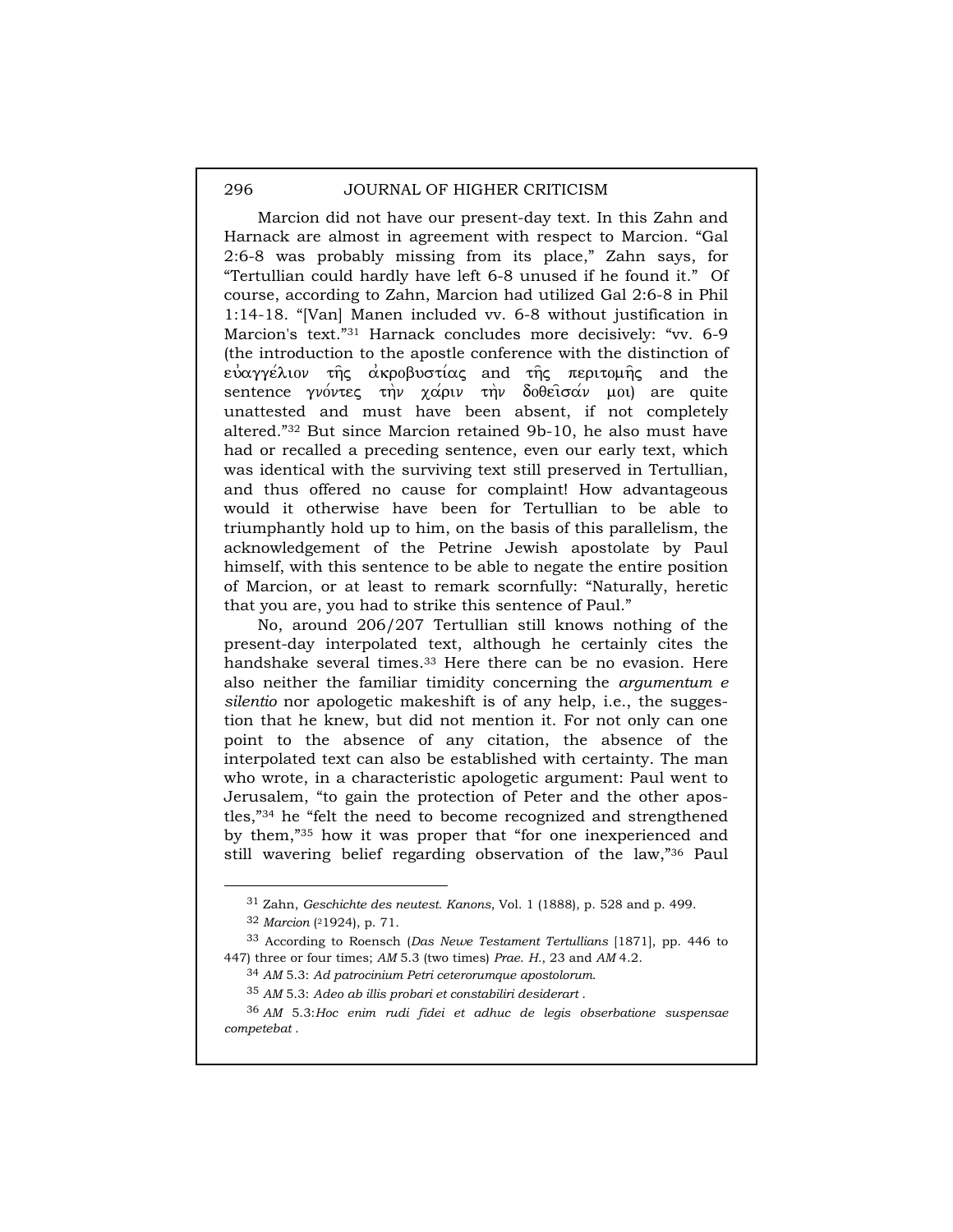Marcion did not have our present-day text. In this Zahn and Harnack are almost in agreement with respect to Marcion. “Gal 2:6-8 was probably missing from its place,” Zahn says, for “Tertullian could hardly have left 6-8 unused if he found it.” Of course, according to Zahn, Marcion had utilized Gal 2:6-8 in Phil 1:14-18. “[Van] Manen included vv. 6-8 without justification in Marcion's text.”[31] Harnack concludes more decisively: “vv. 6-9 (the introduction to the apostle conference with the distinction of εὐαγγέλιον τῆς ἀκροβυστίας and τῆς περιτομῆς and the sentence γνόντες τὴν χάριν τὴν δοθεῖσάν μοι) are quite unattested and must have been absent, if not completely altered.”[32] But since Marcion retained 9b-10, he also must have had or recalled a preceding sentence, even our early text, which was identical with the surviving text still preserved in Tertullian, and thus offered no cause for complaint! How advantageous would it otherwise have been for Tertullian to be able to triumphantly hold up to him, on the basis of this parallelism, the acknowledgement of the Petrine Jewish apostolate by Paul himself, with this sentence to be able to negate the entire position of Marcion, or at least to remark scornfully: “Naturally, heretic that you are, you had to strike this sentence of Paul.”

No, around 206/207 Tertullian still knows nothing of the present-day interpolated text, although he certainly cites the handshake several times.[33] Here there can be no evasion. Here also neither the familiar timidity concerning the *argumentum e silentio* nor apologetic makeshift is of any help, i.e., the suggestion that he knew, but did not mention it. For not only can one point to the absence of any citation, the absence of the interpolated text can also be established with certainty. The man who wrote, in a characteristic apologetic argument: Paul went to Jerusalem, “to gain the protection of Peter and the other apostles,”[34] he “felt the need to become recognized and strengthened by them,”[35] how it was proper that “for one inexperienced and still wavering belief regarding observation of the law,”[36] Paul

---

[31] Zahn, *Geschichte des neutest. Kanons*, Vol. 1 (1888), p. 528 and p. 499.

[32] *Marcion* (²1924), p. 71.

[33] According to Roensch (*Das Newe Testament Tertullians* [1871], pp. 446 to 447) three or four times; *AM* 5.3 (two times) *Prae. H.*, 23 and *AM* 4.2.

[34] *AM* 5.3: *Ad patrocinium Petri ceterorumque apostolorum.*

[35] *AM* 5.3: *Adeo ab illis probari et constabiliri desiderart .*

[36] *AM* 5.3:*Hoc enim rudi fidei et adhuc de legis obserbatione suspensae competebat .*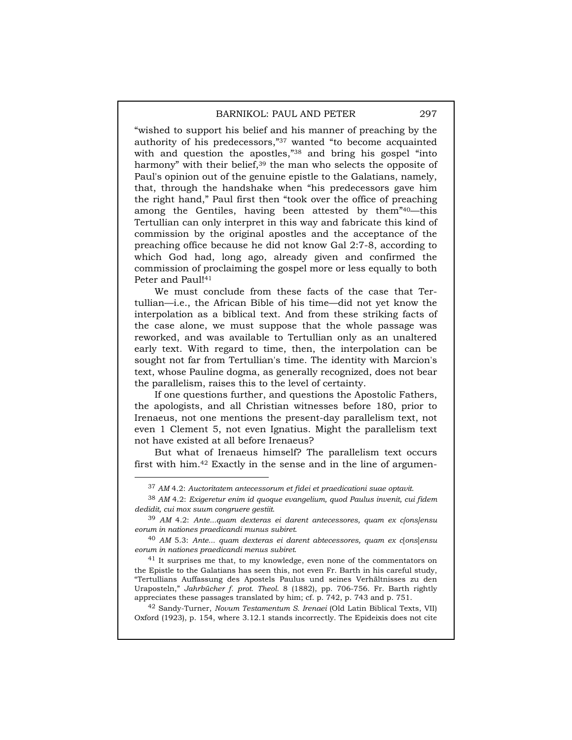"wished to support his belief and his manner of preaching by the authority of his predecessors,"[37] wanted "to become acquainted with and question the apostles,"[38] and bring his gospel "into harmony" with their belief,[39] the man who selects the opposite of Paul's opinion out of the genuine epistle to the Galatians, namely, that, through the handshake when "his predecessors gave him the right hand," Paul first then "took over the office of preaching among the Gentiles, having been attested by them"[40]—this Tertullian can only interpret in this way and fabricate this kind of commission by the original apostles and the acceptance of the preaching office because he did not know Gal 2:7-8, according to which God had, long ago, already given and confirmed the commission of proclaiming the gospel more or less equally to both Peter and Paul![41]

We must conclude from these facts of the case that Tertullian—i.e., the African Bible of his time—did not yet know the interpolation as a biblical text. And from these striking facts of the case alone, we must suppose that the whole passage was reworked, and was available to Tertullian only as an unaltered early text. With regard to time, then, the interpolation can be sought not far from Tertullian's time. The identity with Marcion's text, whose Pauline dogma, as generally recognized, does not bear the parallelism, raises this to the level of certainty.

If one questions further, and questions the Apostolic Fathers, the apologists, and all Christian witnesses before 180, prior to Irenaeus, not one mentions the present-day parallelism text, not even 1 Clement 5, not even Ignatius. Might the parallelism text not have existed at all before Irenaeus?

But what of Irenaeus himself? The parallelism text occurs first with him.[42] Exactly in the sense and in the line of argumen-

---

[37] *AM* 4.2: *Auctoritatem antecessorum et fidei et praedicationi suae optavit.*

[38] *AM* 4.2: *Exigeretur enim id quoque evangelium, quod Paulus invenit, cui fidem dedidit, cui mox suum congruere gestiit.*

[39] *AM* 4.2: *Ante...quam dexteras ei darent antecessores, quam ex c[ons]ensu eorum in nationes praedicandi munus subiret.*

[40] *AM* 5.3: *Ante... quam dexteras ei darent abtecessores, quam ex c[ons]ensu eorum in nationes praedicandi menus subiret.*

[41] It surprises me that, to my knowledge, even none of the commentators on the Epistle to the Galatians has seen this, not even Fr. Barth in his careful study, "Tertullians Auffassung des Apostels Paulus und seines Verhältnisses zu den Uraposteln," *Jahrbücher f. prot. Theol.* 8 (1882), pp. 706-756. Fr. Barth rightly appreciates these passages translated by him; cf. p. 742, p. 743 and p. 751.

[42] Sandy-Turner, *Novum Testamentum S. Irenaei* (Old Latin Biblical Texts, VII) Oxford (1923), p. 154, where 3.12.1 stands incorrectly. The Epideixis does not cite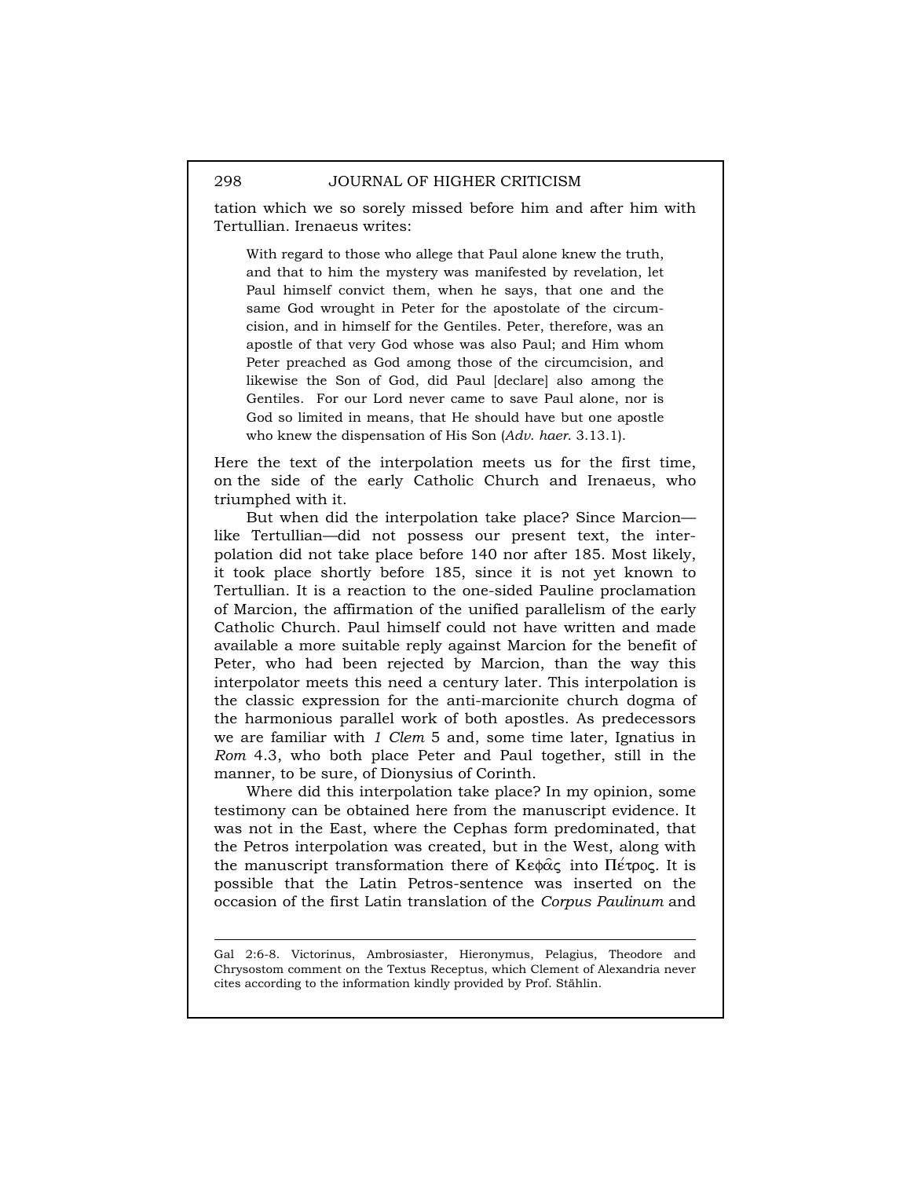tation which we so sorely missed before him and after him with Tertullian. Irenaeus writes:

> With regard to those who allege that Paul alone knew the truth, and that to him the mystery was manifested by revelation, let Paul himself convict them, when he says, that one and the same God wrought in Peter for the apostolate of the circumcision, and in himself for the Gentiles. Peter, therefore, was an apostle of that very God whose was also Paul; and Him whom Peter preached as God among those of the circumcision, and likewise the Son of God, did Paul [declare] also among the Gentiles. For our Lord never came to save Paul alone, nor is God so limited in means, that He should have but one apostle who knew the dispensation of His Son (*Adv. haer.* 3.13.1).

Here the text of the interpolation meets us for the first time, on the side of the early Catholic Church and Irenaeus, who triumphed with it.

But when did the interpolation take place? Since Marcion—like Tertullian—did not possess our present text, the interpolation did not take place before 140 nor after 185. Most likely, it took place shortly before 185, since it is not yet known to Tertullian. It is a reaction to the one-sided Pauline proclamation of Marcion, the affirmation of the unified parallelism of the early Catholic Church. Paul himself could not have written and made available a more suitable reply against Marcion for the benefit of Peter, who had been rejected by Marcion, than the way this interpolator meets this need a century later. This interpolation is the classic expression for the anti-marcionite church dogma of the harmonious parallel work of both apostles. As predecessors we are familiar with *1 Clem* 5 and, some time later, Ignatius in *Rom* 4.3, who both place Peter and Paul together, still in the manner, to be sure, of Dionysius of Corinth.

Where did this interpolation take place? In my opinion, some testimony can be obtained here from the manuscript evidence. It was not in the East, where the Cephas form predominated, that the Petros interpolation was created, but in the West, along with the manuscript transformation there of Κεφᾶς into Πέτρος. It is possible that the Latin Petros-sentence was inserted on the occasion of the first Latin translation of the *Corpus Paulinum* and

---

Gal 2:6-8. Victorinus, Ambrosiaster, Hieronymus, Pelagius, Theodore and Chrysostom comment on the Textus Receptus, which Clement of Alexandria never cites according to the information kindly provided by Prof. Stählin.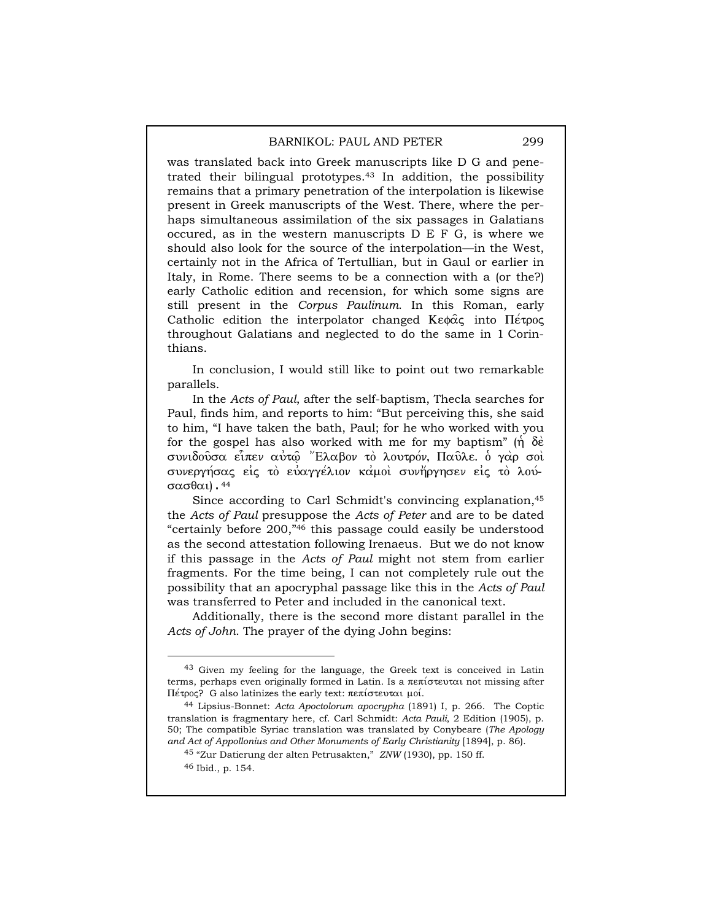was translated back into Greek manuscripts like D G and penetrated their bilingual prototypes.[43] In addition, the possibility remains that a primary penetration of the interpolation is likewise present in Greek manuscripts of the West. There, where the perhaps simultaneous assimilation of the six passages in Galatians occured, as in the western manuscripts D E F G, is where we should also look for the source of the interpolation—in the West, certainly not in the Africa of Tertullian, but in Gaul or earlier in Italy, in Rome. There seems to be a connection with a (or the?) early Catholic edition and recension, for which some signs are still present in the *Corpus Paulinum*. In this Roman, early Catholic edition the interpolator changed Κεφᾶς into Πέτρος throughout Galatians and neglected to do the same in 1 Corinthians.

In conclusion, I would still like to point out two remarkable parallels.

In the *Acts of Paul*, after the self-baptism, Thecla searches for Paul, finds him, and reports to him: "But perceiving this, she said to him, "I have taken the bath, Paul; for he who worked with you for the gospel has also worked with me for my baptism" (ἡ δὲ συνιδοῦσα εἶπεν αὐτῷ Ἔλαβον τὸ λουτρόν, Παῦλε. ὁ γὰρ σοὶ συνεργήσας εἰς τὸ εὐαγγέλιον κἀμοὶ συνήργησεν εἰς τὸ λούσασθαι).[44]

Since according to Carl Schmidt's convincing explanation,[45] the *Acts of Paul* presuppose the *Acts of Peter* and are to be dated "certainly before 200,"[46] this passage could easily be understood as the second attestation following Irenaeus. But we do not know if this passage in the *Acts of Paul* might not stem from earlier fragments. For the time being, I can not completely rule out the possibility that an apocryphal passage like this in the *Acts of Paul* was transferred to Peter and included in the canonical text.

Additionally, there is the second more distant parallel in the *Acts of John*. The prayer of the dying John begins:

---

[43] Given my feeling for the language, the Greek text is conceived in Latin terms, perhaps even originally formed in Latin. Is a πεπίστευται not missing after Πέτρος? G also latinizes the early text: πεπίστευται μοί.

[44] Lipsius-Bonnet: *Acta Apoctolorum apocrypha* (1891) I, p. 266. The Coptic translation is fragmentary here, cf. Carl Schmidt: *Acta Pauli*, 2 Edition (1905), p. 50; The compatible Syriac translation was translated by Conybeare (*The Apology and Act of Appollonius and Other Monuments of Early Christianity* [1894], p. 86).

[45] "Zur Datierung der alten Petrusakten," *ZNW* (1930), pp. 150 ff.

[46] Ibid., p. 154.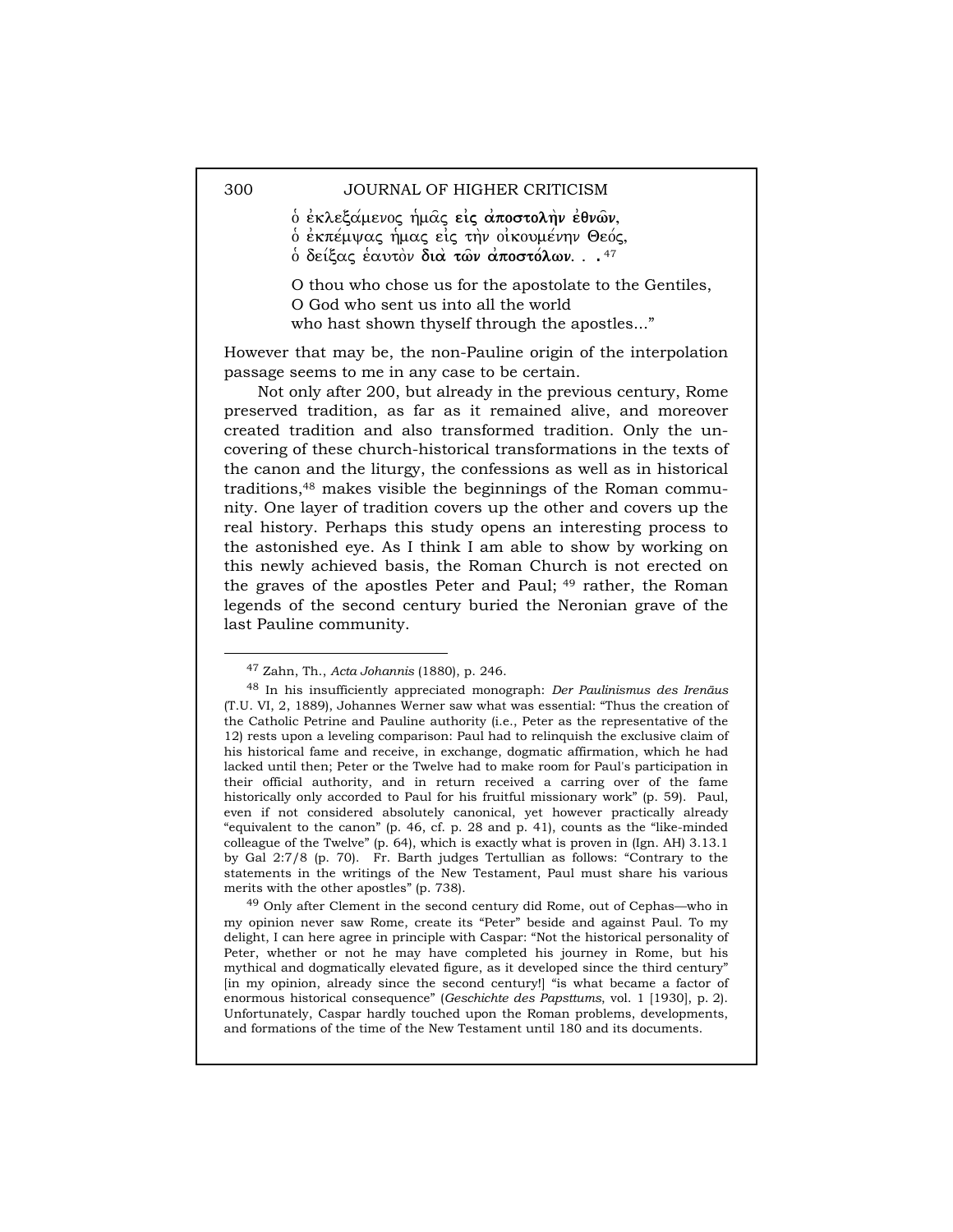ὁ ἐκλεξάμενος ἡμᾶς **εἰς ἀποστολὴν ἐθνῶν**,
ὁ ἐκπέμψας ἡμας εἰς τὴν οἰκουμένην Θεός,
ὁ δείξας ἑαυτὸν **διὰ τῶν ἀποστόλων. . .**[47]

O thou who chose us for the apostolate to the Gentiles,
O God who sent us into all the world
who hast shown thyself through the apostles..."

However that may be, the non-Pauline origin of the interpolation passage seems to me in any case to be certain.

Not only after 200, but already in the previous century, Rome preserved tradition, as far as it remained alive, and moreover created tradition and also transformed tradition. Only the uncovering of these church-historical transformations in the texts of the canon and the liturgy, the confessions as well as in historical traditions,[48] makes visible the beginnings of the Roman community. One layer of tradition covers up the other and covers up the real history. Perhaps this study opens an interesting process to the astonished eye. As I think I am able to show by working on this newly achieved basis, the Roman Church is not erected on the graves of the apostles Peter and Paul; [49] rather, the Roman legends of the second century buried the Neronian grave of the last Pauline community.

---

[47] Zahn, Th., *Acta Johannis* (1880), p. 246.

[48] In his insufficiently appreciated monograph: *Der Paulinismus des Irenäus* (T.U. VI, 2, 1889), Johannes Werner saw what was essential: "Thus the creation of the Catholic Petrine and Pauline authority (i.e., Peter as the representative of the 12) rests upon a leveling comparison: Paul had to relinquish the exclusive claim of his historical fame and receive, in exchange, dogmatic affirmation, which he had lacked until then; Peter or the Twelve had to make room for Paul's participation in their official authority, and in return received a carring over of the fame historically only accorded to Paul for his fruitful missionary work" (p. 59). Paul, even if not considered absolutely canonical, yet however practically already "equivalent to the canon" (p. 46, cf. p. 28 and p. 41), counts as the "like-minded colleague of the Twelve" (p. 64), which is exactly what is proven in (Ign. AH) 3.13.1 by Gal 2:7/8 (p. 70). Fr. Barth judges Tertullian as follows: "Contrary to the statements in the writings of the New Testament, Paul must share his various merits with the other apostles" (p. 738).

[49] Only after Clement in the second century did Rome, out of Cephas—who in my opinion never saw Rome, create its "Peter" beside and against Paul. To my delight, I can here agree in principle with Caspar: "Not the historical personality of Peter, whether or not he may have completed his journey in Rome, but his mythical and dogmatically elevated figure, as it developed since the third century" [in my opinion, already since the second century!] "is what became a factor of enormous historical consequence" (*Geschichte des Papsttums*, vol. 1 [1930], p. 2). Unfortunately, Caspar hardly touched upon the Roman problems, developments, and formations of the time of the New Testament until 180 and its documents.